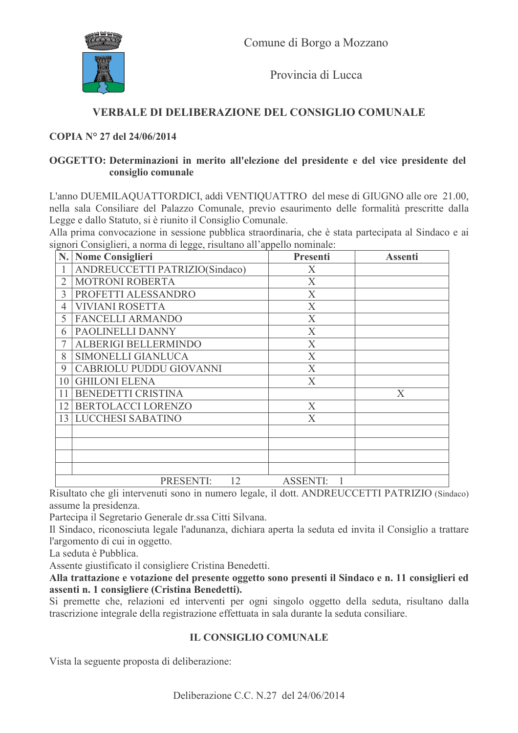Comune di Borgo a Mozzano

Provincia di Lucca

## VERBALE DI DELIBERAZIONE DEL CONSIGLIO COMUNALE

**COPIA N° 27 del 24/06/2014**

**OGGETTO: Determinazioni in merito all'elezione del presidente e del vice presidente del consiglio comunale**

L'anno DUEMILAQUATTORDICI, addì VENTIQUATTRO del mese di GIUGNO alle ore 21.00, nella sala Consiliare del Palazzo Comunale, previo esaurimento delle formalità prescritte dalla Legge e dallo Statuto, si è riunito il Consiglio Comunale.
Alla prima convocazione in sessione pubblica straordinaria, che è stata partecipata al Sindaco e ai signori Consiglieri, a norma di legge, risultano all'appello nominale:

| N. | Nome Consiglieri | Presenti | Assenti |
|---|---|---|---|
| 1 | ANDREUCCETTI PATRIZIO(Sindaco) | X | |
| 2 | MOTRONI ROBERTA | X | |
| 3 | PROFETTI ALESSANDRO | X | |
| 4 | VIVIANI ROSETTA | X | |
| 5 | FANCELLI ARMANDO | X | |
| 6 | PAOLINELLI DANNY | X | |
| 7 | ALBERIGI BELLERMINDO | X | |
| 8 | SIMONELLI GIANLUCA | X | |
| 9 | CABRIOLU PUDDU GIOVANNI | X | |
| 10 | GHILONI ELENA | X | |
| 11 | BENEDETTI CRISTINA | | X |
| 12 | BERTOLACCI LORENZO | X | |
| 13 | LUCCHESI SABATINO | X | |
| | | | |
| | | | |
| | | | |
| | | | |
| | PRESENTI: 12 | ASSENTI: 1 | |

Risultato che gli intervenuti sono in numero legale, il dott. ANDREUCCETTI PATRIZIO (Sindaco) assume la presidenza.
Partecipa il Segretario Generale dr.ssa Citti Silvana.
Il Sindaco, riconosciuta legale l'adunanza, dichiara aperta la seduta ed invita il Consiglio a trattare l'argomento di cui in oggetto.
La seduta è Pubblica.
Assente giustificato il consigliere Cristina Benedetti.
**Alla trattazione e votazione del presente oggetto sono presenti il Sindaco e n. 11 consiglieri ed assenti n. 1 consigliere (Cristina Benedetti).**
Si premette che, relazioni ed interventi per ogni singolo oggetto della seduta, risultano dalla trascrizione integrale della registrazione effettuata in sala durante la seduta consiliare.

### IL CONSIGLIO COMUNALE

Vista la seguente proposta di deliberazione: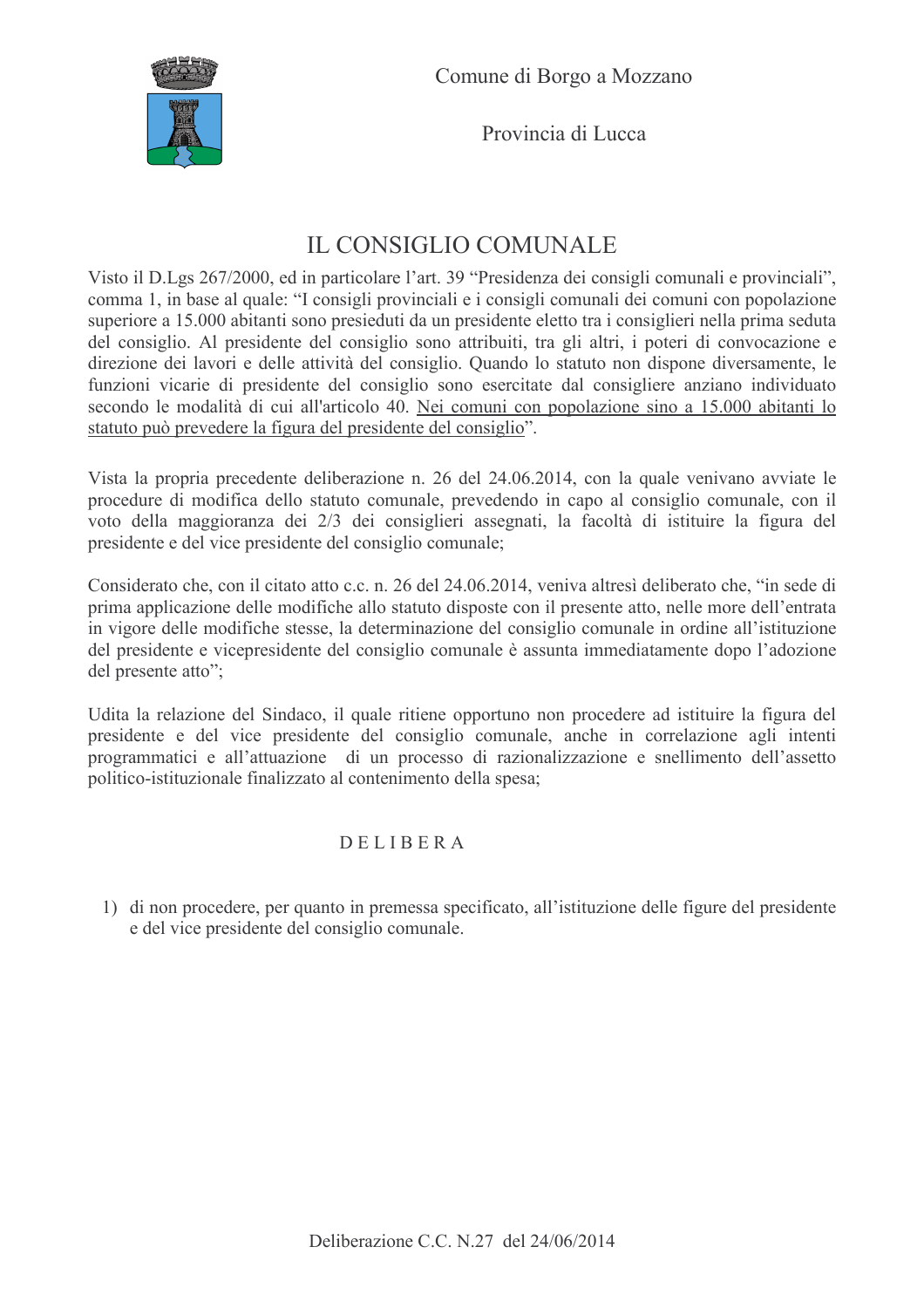Comune di Borgo a Mozzano

Provincia di Lucca

# IL CONSIGLIO COMUNALE

Visto il D.Lgs 267/2000, ed in particolare l'art. 39 "Presidenza dei consigli comunali e provinciali", comma 1, in base al quale: "I consigli provinciali e i consigli comunali dei comuni con popolazione superiore a 15.000 abitanti sono presieduti da un presidente eletto tra i consiglieri nella prima seduta del consiglio. Al presidente del consiglio sono attribuiti, tra gli altri, i poteri di convocazione e direzione dei lavori e delle attività del consiglio. Quando lo statuto non dispone diversamente, le funzioni vicarie di presidente del consiglio sono esercitate dal consigliere anziano individuato secondo le modalità di cui all'articolo 40. Nei comuni con popolazione sino a 15.000 abitanti lo statuto può prevedere la figura del presidente del consiglio".

Vista la propria precedente deliberazione n. 26 del 24.06.2014, con la quale venivano avviate le procedure di modifica dello statuto comunale, prevedendo in capo al consiglio comunale, con il voto della maggioranza dei 2/3 dei consiglieri assegnati, la facoltà di istituire la figura del presidente e del vice presidente del consiglio comunale;

Considerato che, con il citato atto c.c. n. 26 del 24.06.2014, veniva altresì deliberato che, "in sede di prima applicazione delle modifiche allo statuto disposte con il presente atto, nelle more dell'entrata in vigore delle modifiche stesse, la determinazione del consiglio comunale in ordine all'istituzione del presidente e vicepresidente del consiglio comunale è assunta immediatamente dopo l'adozione del presente atto";

Udita la relazione del Sindaco, il quale ritiene opportuno non procedere ad istituire la figura del presidente e del vice presidente del consiglio comunale, anche in correlazione agli intenti programmatici e all'attuazione di un processo di razionalizzazione e snellimento dell'assetto politico-istituzionale finalizzato al contenimento della spesa;

D E L I B E R A

1) di non procedere, per quanto in premessa specificato, all'istituzione delle figure del presidente e del vice presidente del consiglio comunale.

Deliberazione C.C. N.27 del 24/06/2014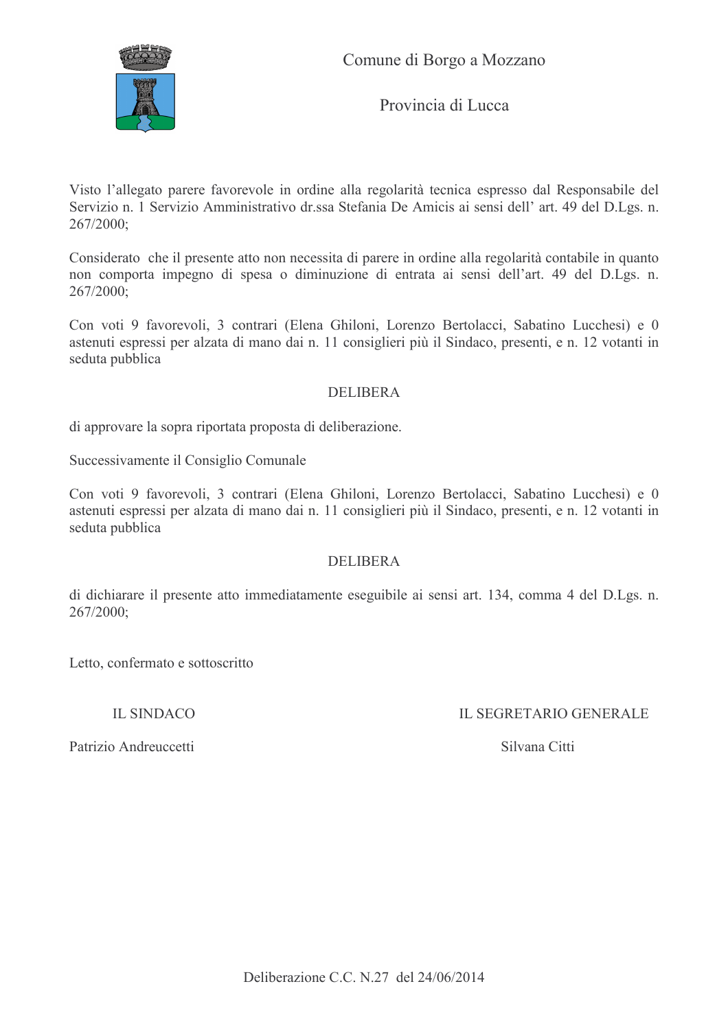Comune di Borgo a Mozzano

Provincia di Lucca

Visto l'allegato parere favorevole in ordine alla regolarità tecnica espresso dal Responsabile del Servizio n. 1 Servizio Amministrativo dr.ssa Stefania De Amicis ai sensi dell' art. 49 del D.Lgs. n. 267/2000;

Considerato che il presente atto non necessita di parere in ordine alla regolarità contabile in quanto non comporta impegno di spesa o diminuzione di entrata ai sensi dell'art. 49 del D.Lgs. n. 267/2000;

Con voti 9 favorevoli, 3 contrari (Elena Ghiloni, Lorenzo Bertolacci, Sabatino Lucchesi) e 0 astenuti espressi per alzata di mano dai n. 11 consiglieri più il Sindaco, presenti, e n. 12 votanti in seduta pubblica

DELIBERA

di approvare la sopra riportata proposta di deliberazione.

Successivamente il Consiglio Comunale

Con voti 9 favorevoli, 3 contrari (Elena Ghiloni, Lorenzo Bertolacci, Sabatino Lucchesi) e 0 astenuti espressi per alzata di mano dai n. 11 consiglieri più il Sindaco, presenti, e n. 12 votanti in seduta pubblica

DELIBERA

di dichiarare il presente atto immediatamente eseguibile ai sensi art. 134, comma 4 del D.Lgs. n. 267/2000;

Letto, confermato e sottoscritto

IL SINDACO

Patrizio Andreuccetti

IL SEGRETARIO GENERALE

Silvana Citti

Deliberazione C.C. N.27 del 24/06/2014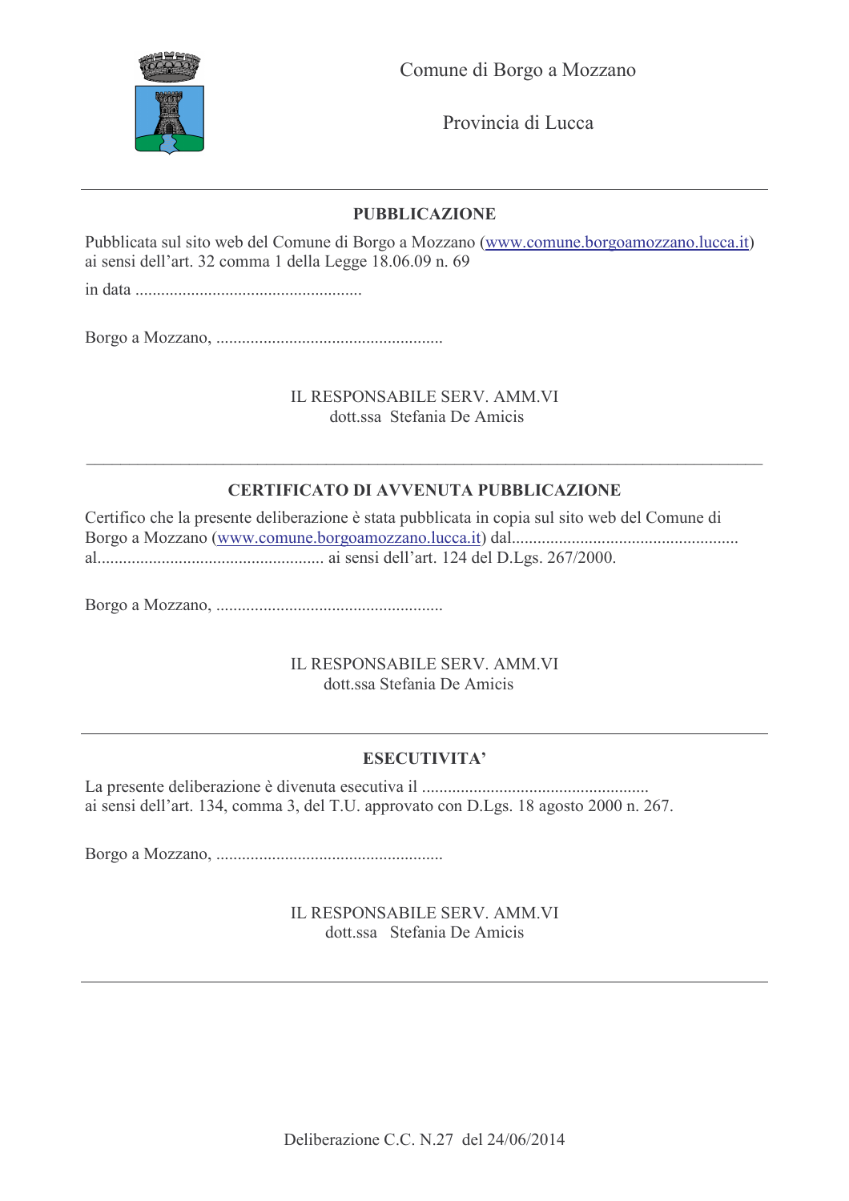Comune di Borgo a Mozzano

Provincia di Lucca

---

## PUBBLICAZIONE

Pubblicata sul sito web del Comune di Borgo a Mozzano (www.comune.borgoamozzano.lucca.it) ai sensi dell'art. 32 comma 1 della Legge 18.06.09 n. 69

in data ....................................................

Borgo a Mozzano, ....................................................

IL RESPONSABILE SERV. AMM.VI
dott.ssa Stefania De Amicis

---

## CERTIFICATO DI AVVENUTA PUBBLICAZIONE

Certifico che la presente deliberazione è stata pubblicata in copia sul sito web del Comune di Borgo a Mozzano (www.comune.borgoamozzano.lucca.it) dal.................................................... al.................................................... ai sensi dell'art. 124 del D.Lgs. 267/2000.

Borgo a Mozzano, ....................................................

IL RESPONSABILE SERV. AMM.VI
dott.ssa Stefania De Amicis

---

## ESECUTIVITA'

La presente deliberazione è divenuta esecutiva il ....................................................
ai sensi dell'art. 134, comma 3, del T.U. approvato con D.Lgs. 18 agosto 2000 n. 267.

Borgo a Mozzano, ....................................................

IL RESPONSABILE SERV. AMM.VI
dott.ssa Stefania De Amicis

---

Deliberazione C.C. N.27 del 24/06/2014